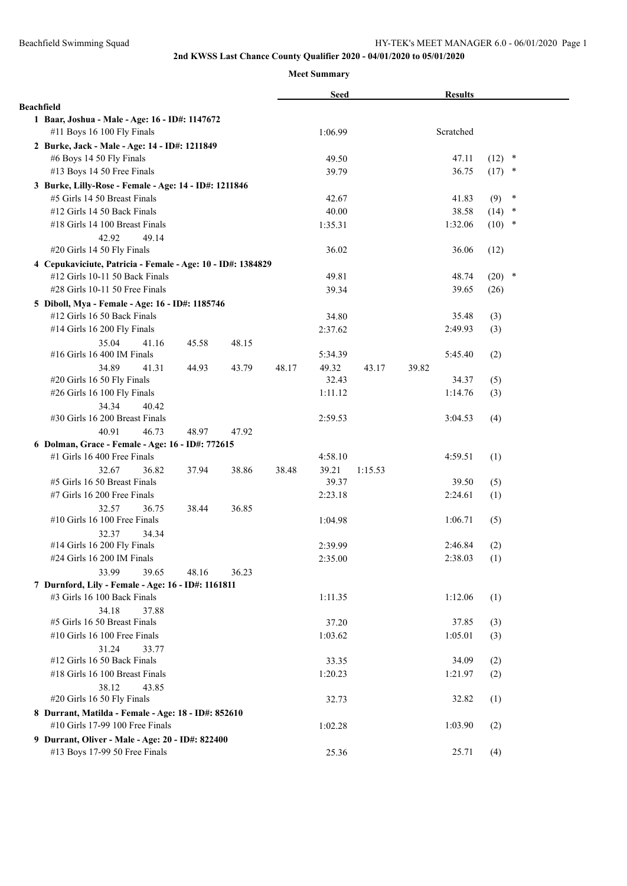## 2nd KWSS Last Chance County Qualifier 2020 - 04/01/2020 to 05/01/2020

### Meet Summary

| | Seed | Results | |
|---|---|---|---|
| **Beachfield** | | | |
| **1 Baar, Joshua - Male - Age: 16 - ID#: 1147672** | | | |
| #11 Boys 16 100 Fly Finals | 1:06.99 | Scratched | |
| **2 Burke, Jack - Male - Age: 14 - ID#: 1211849** | | | |
| #6 Boys 14 50 Fly Finals | 49.50 | 47.11 | (12) * |
| #13 Boys 14 50 Free Finals | 39.79 | 36.75 | (17) * |
| **3 Burke, Lilly-Rose - Female - Age: 14 - ID#: 1211846** | | | |
| #5 Girls 14 50 Breast Finals | 42.67 | 41.83 | (9) * |
| #12 Girls 14 50 Back Finals | 40.00 | 38.58 | (14) * |
| #18 Girls 14 100 Breast Finals | 1:35.31 | 1:32.06 | (10) * |
| 42.92 49.14 | | | |
| #20 Girls 14 50 Fly Finals | 36.02 | 36.06 | (12) |
| **4 Cepukaviciute, Patricia - Female - Age: 10 - ID#: 1384829** | | | |
| #12 Girls 10-11 50 Back Finals | 49.81 | 48.74 | (20) * |
| #28 Girls 10-11 50 Free Finals | 39.34 | 39.65 | (26) |
| **5 Diboll, Mya - Female - Age: 16 - ID#: 1185746** | | | |
| #12 Girls 16 50 Back Finals | 34.80 | 35.48 | (3) |
| #14 Girls 16 200 Fly Finals | 2:37.62 | 2:49.93 | (3) |
| 35.04 41.16 45.58 48.15 | | | |
| #16 Girls 16 400 IM Finals | 5:34.39 | 5:45.40 | (2) |
| 34.89 41.31 44.93 43.79 48.17 49.32 43.17 39.82 | | | |
| #20 Girls 16 50 Fly Finals | 32.43 | 34.37 | (5) |
| #26 Girls 16 100 Fly Finals | 1:11.12 | 1:14.76 | (3) |
| 34.34 40.42 | | | |
| #30 Girls 16 200 Breast Finals | 2:59.53 | 3:04.53 | (4) |
| 40.91 46.73 48.97 47.92 | | | |
| **6 Dolman, Grace - Female - Age: 16 - ID#: 772615** | | | |
| #1 Girls 16 400 Free Finals | 4:58.10 | 4:59.51 | (1) |
| 32.67 36.82 37.94 38.86 38.48 39.21 1:15.53 | | | |
| #5 Girls 16 50 Breast Finals | 39.37 | 39.50 | (5) |
| #7 Girls 16 200 Free Finals | 2:23.18 | 2:24.61 | (1) |
| 32.57 36.75 38.44 36.85 | | | |
| #10 Girls 16 100 Free Finals | 1:04.98 | 1:06.71 | (5) |
| 32.37 34.34 | | | |
| #14 Girls 16 200 Fly Finals | 2:39.99 | 2:46.84 | (2) |
| #24 Girls 16 200 IM Finals | 2:35.00 | 2:38.03 | (1) |
| 33.99 39.65 48.16 36.23 | | | |
| **7 Durnford, Lily - Female - Age: 16 - ID#: 1161811** | | | |
| #3 Girls 16 100 Back Finals | 1:11.35 | 1:12.06 | (1) |
| 34.18 37.88 | | | |
| #5 Girls 16 50 Breast Finals | 37.20 | 37.85 | (3) |
| #10 Girls 16 100 Free Finals | 1:03.62 | 1:05.01 | (3) |
| 31.24 33.77 | | | |
| #12 Girls 16 50 Back Finals | 33.35 | 34.09 | (2) |
| #18 Girls 16 100 Breast Finals | 1:20.23 | 1:21.97 | (2) |
| 38.12 43.85 | | | |
| #20 Girls 16 50 Fly Finals | 32.73 | 32.82 | (1) |
| **8 Durrant, Matilda - Female - Age: 18 - ID#: 852610** | | | |
| #10 Girls 17-99 100 Free Finals | 1:02.28 | 1:03.90 | (2) |
| **9 Durrant, Oliver - Male - Age: 20 - ID#: 822400** | | | |
| #13 Boys 17-99 50 Free Finals | 25.36 | 25.71 | (4) |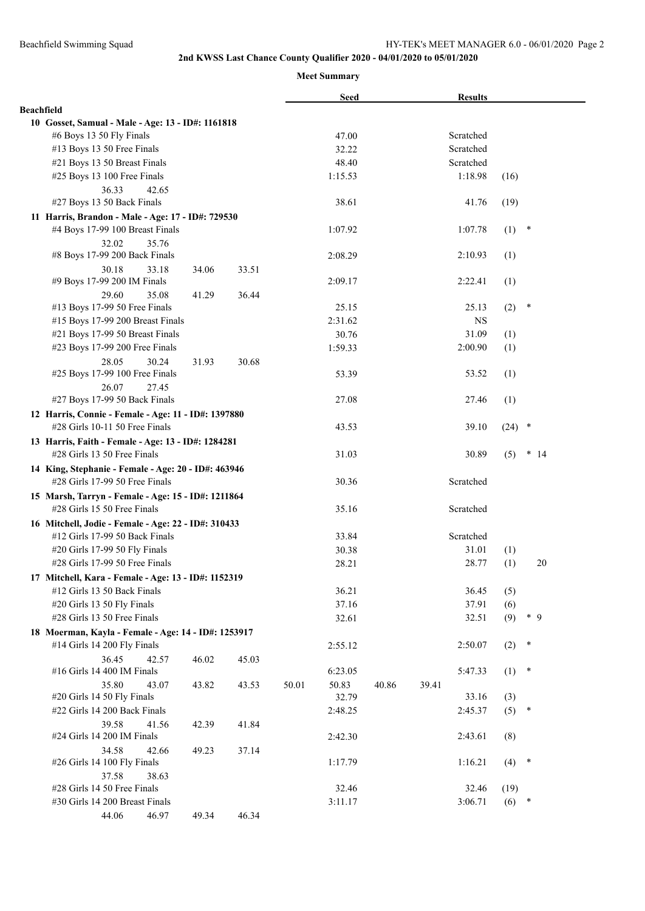## 2nd KWSS Last Chance County Qualifier 2020 - 04/01/2020 to 05/01/2020

### Meet Summary

| | Seed | Results | | |
|---|---|---|---|---|
| **Beachfield** | | | | |
| **10 Gosset, Samual - Male - Age: 13 - ID#: 1161818** | | | | |
| #6 Boys 13 50 Fly Finals | 47.00 | Scratched | | |
| #13 Boys 13 50 Free Finals | 32.22 | Scratched | | |
| #21 Boys 13 50 Breast Finals | 48.40 | Scratched | | |
| #25 Boys 13 100 Free Finals | 1:15.53 | 1:18.98 | (16) | |
| 36.33 42.65 | | | | |
| #27 Boys 13 50 Back Finals | 38.61 | 41.76 | (19) | |
| **11 Harris, Brandon - Male - Age: 17 - ID#: 729530** | | | | |
| #4 Boys 17-99 100 Breast Finals | 1:07.92 | 1:07.78 | (1) | * |
| 32.02 35.76 | | | | |
| #8 Boys 17-99 200 Back Finals | 2:08.29 | 2:10.93 | (1) | |
| 30.18 33.18 34.06 33.51 | | | | |
| #9 Boys 17-99 200 IM Finals | 2:09.17 | 2:22.41 | (1) | |
| 29.60 35.08 41.29 36.44 | | | | |
| #13 Boys 17-99 50 Free Finals | 25.15 | 25.13 | (2) | * |
| #15 Boys 17-99 200 Breast Finals | 2:31.62 | NS | | |
| #21 Boys 17-99 50 Breast Finals | 30.76 | 31.09 | (1) | |
| #23 Boys 17-99 200 Free Finals | 1:59.33 | 2:00.90 | (1) | |
| 28.05 30.24 31.93 30.68 | | | | |
| #25 Boys 17-99 100 Free Finals | 53.39 | 53.52 | (1) | |
| 26.07 27.45 | | | | |
| #27 Boys 17-99 50 Back Finals | 27.08 | 27.46 | (1) | |
| **12 Harris, Connie - Female - Age: 11 - ID#: 1397880** | | | | |
| #28 Girls 10-11 50 Free Finals | 43.53 | 39.10 | (24) | * |
| **13 Harris, Faith - Female - Age: 13 - ID#: 1284281** | | | | |
| #28 Girls 13 50 Free Finals | 31.03 | 30.89 | (5) | * 14 |
| **14 King, Stephanie - Female - Age: 20 - ID#: 463946** | | | | |
| #28 Girls 17-99 50 Free Finals | 30.36 | Scratched | | |
| **15 Marsh, Tarryn - Female - Age: 15 - ID#: 1211864** | | | | |
| #28 Girls 15 50 Free Finals | 35.16 | Scratched | | |
| **16 Mitchell, Jodie - Female - Age: 22 - ID#: 310433** | | | | |
| #12 Girls 17-99 50 Back Finals | 33.84 | Scratched | | |
| #20 Girls 17-99 50 Fly Finals | 30.38 | 31.01 | (1) | |
| #28 Girls 17-99 50 Free Finals | 28.21 | 28.77 | (1) | 20 |
| **17 Mitchell, Kara - Female - Age: 13 - ID#: 1152319** | | | | |
| #12 Girls 13 50 Back Finals | 36.21 | 36.45 | (5) | |
| #20 Girls 13 50 Fly Finals | 37.16 | 37.91 | (6) | |
| #28 Girls 13 50 Free Finals | 32.61 | 32.51 | (9) | * 9 |
| **18 Moerman, Kayla - Female - Age: 14 - ID#: 1253917** | | | | |
| #14 Girls 14 200 Fly Finals | 2:55.12 | 2:50.07 | (2) | * |
| 36.45 42.57 46.02 45.03 | | | | |
| #16 Girls 14 400 IM Finals | 6:23.05 | 5:47.33 | (1) | * |
| 35.80 43.07 43.82 43.53 50.01 50.83 40.86 39.41 | | | | |
| #20 Girls 14 50 Fly Finals | 32.79 | 33.16 | (3) | |
| #22 Girls 14 200 Back Finals | 2:48.25 | 2:45.37 | (5) | * |
| 39.58 41.56 42.39 41.84 | | | | |
| #24 Girls 14 200 IM Finals | 2:42.30 | 2:43.61 | (8) | |
| 34.58 42.66 49.23 37.14 | | | | |
| #26 Girls 14 100 Fly Finals | 1:17.79 | 1:16.21 | (4) | * |
| 37.58 38.63 | | | | |
| #28 Girls 14 50 Free Finals | 32.46 | 32.46 | (19) | |
| #30 Girls 14 200 Breast Finals | 3:11.17 | 3:06.71 | (6) | * |
| 44.06 46.97 49.34 46.34 | | | | |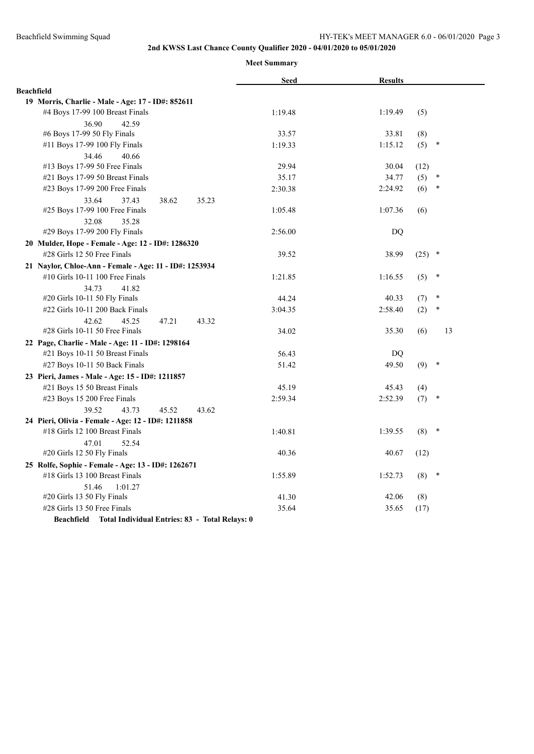## 2nd KWSS Last Chance County Qualifier 2020 - 04/01/2020 to 05/01/2020

### Meet Summary

| | Seed | Results | | | |
|---|---|---|---|---|---|
| **Beachfield** | | | | | |
| **19 Morris, Charlie - Male - Age: 17 - ID#: 852611** | | | | | |
| #4 Boys 17-99 100 Breast Finals | 1:19.48 | 1:19.49 | (5) | | |
| 36.90 42.59 | | | | | |
| #6 Boys 17-99 50 Fly Finals | 33.57 | 33.81 | (8) | | |
| #11 Boys 17-99 100 Fly Finals | 1:19.33 | 1:15.12 | (5) | * | |
| 34.46 40.66 | | | | | |
| #13 Boys 17-99 50 Free Finals | 29.94 | 30.04 | (12) | | |
| #21 Boys 17-99 50 Breast Finals | 35.17 | 34.77 | (5) | * | |
| #23 Boys 17-99 200 Free Finals | 2:30.38 | 2:24.92 | (6) | * | |
| 33.64 37.43 38.62 35.23 | | | | | |
| #25 Boys 17-99 100 Free Finals | 1:05.48 | 1:07.36 | (6) | | |
| 32.08 35.28 | | | | | |
| #29 Boys 17-99 200 Fly Finals | 2:56.00 | DQ | | | |
| **20 Mulder, Hope - Female - Age: 12 - ID#: 1286320** | | | | | |
| #28 Girls 12 50 Free Finals | 39.52 | 38.99 | (25) | * | |
| **21 Naylor, Chloe-Ann - Female - Age: 11 - ID#: 1253934** | | | | | |
| #10 Girls 10-11 100 Free Finals | 1:21.85 | 1:16.55 | (5) | * | |
| 34.73 41.82 | | | | | |
| #20 Girls 10-11 50 Fly Finals | 44.24 | 40.33 | (7) | * | |
| #22 Girls 10-11 200 Back Finals | 3:04.35 | 2:58.40 | (2) | * | |
| 42.62 45.25 47.21 43.32 | | | | | |
| #28 Girls 10-11 50 Free Finals | 34.02 | 35.30 | (6) | | 13 |
| **22 Page, Charlie - Male - Age: 11 - ID#: 1298164** | | | | | |
| #21 Boys 10-11 50 Breast Finals | 56.43 | DQ | | | |
| #27 Boys 10-11 50 Back Finals | 51.42 | 49.50 | (9) | * | |
| **23 Pieri, James - Male - Age: 15 - ID#: 1211857** | | | | | |
| #21 Boys 15 50 Breast Finals | 45.19 | 45.43 | (4) | | |
| #23 Boys 15 200 Free Finals | 2:59.34 | 2:52.39 | (7) | * | |
| 39.52 43.73 45.52 43.62 | | | | | |
| **24 Pieri, Olivia - Female - Age: 12 - ID#: 1211858** | | | | | |
| #18 Girls 12 100 Breast Finals | 1:40.81 | 1:39.55 | (8) | * | |
| 47.01 52.54 | | | | | |
| #20 Girls 12 50 Fly Finals | 40.36 | 40.67 | (12) | | |
| **25 Rolfe, Sophie - Female - Age: 13 - ID#: 1262671** | | | | | |
| #18 Girls 13 100 Breast Finals | 1:55.89 | 1:52.73 | (8) | * | |
| 51.46 1:01.27 | | | | | |
| #20 Girls 13 50 Fly Finals | 41.30 | 42.06 | (8) | | |
| #28 Girls 13 50 Free Finals | 35.64 | 35.65 | (17) | | |

**Beachfield Total Individual Entries: 83 - Total Relays: 0**